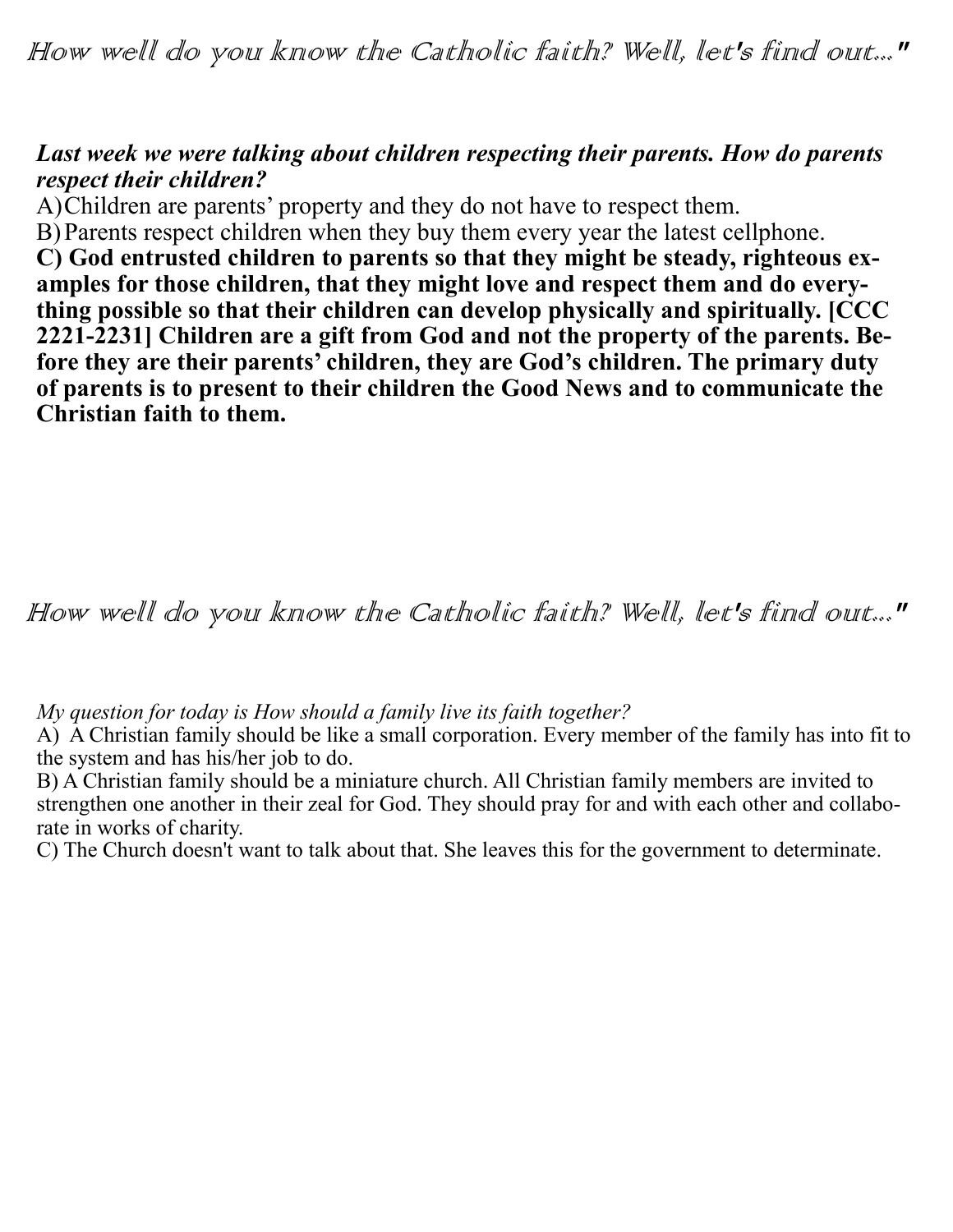How well do you know the Catholic faith? Well, let's find out..."

***Last week we were talking about children respecting their parents. How do parents respect their children?***

A) Children are parents' property and they do not have to respect them.

B) Parents respect children when they buy them every year the latest cellphone.

**C) God entrusted children to parents so that they might be steady, righteous examples for those children, that they might love and respect them and do everything possible so that their children can develop physically and spiritually. [CCC 2221-2231] Children are a gift from God and not the property of the parents. Before they are their parents' children, they are God's children. The primary duty of parents is to present to their children the Good News and to communicate the Christian faith to them.**

How well do you know the Catholic faith? Well, let's find out..."

*My question for today is How should a family live its faith together?*

A) A Christian family should be like a small corporation. Every member of the family has into fit to the system and has his/her job to do.

B) A Christian family should be a miniature church. All Christian family members are invited to strengthen one another in their zeal for God. They should pray for and with each other and collaborate in works of charity.

C) The Church doesn't want to talk about that. She leaves this for the government to determinate.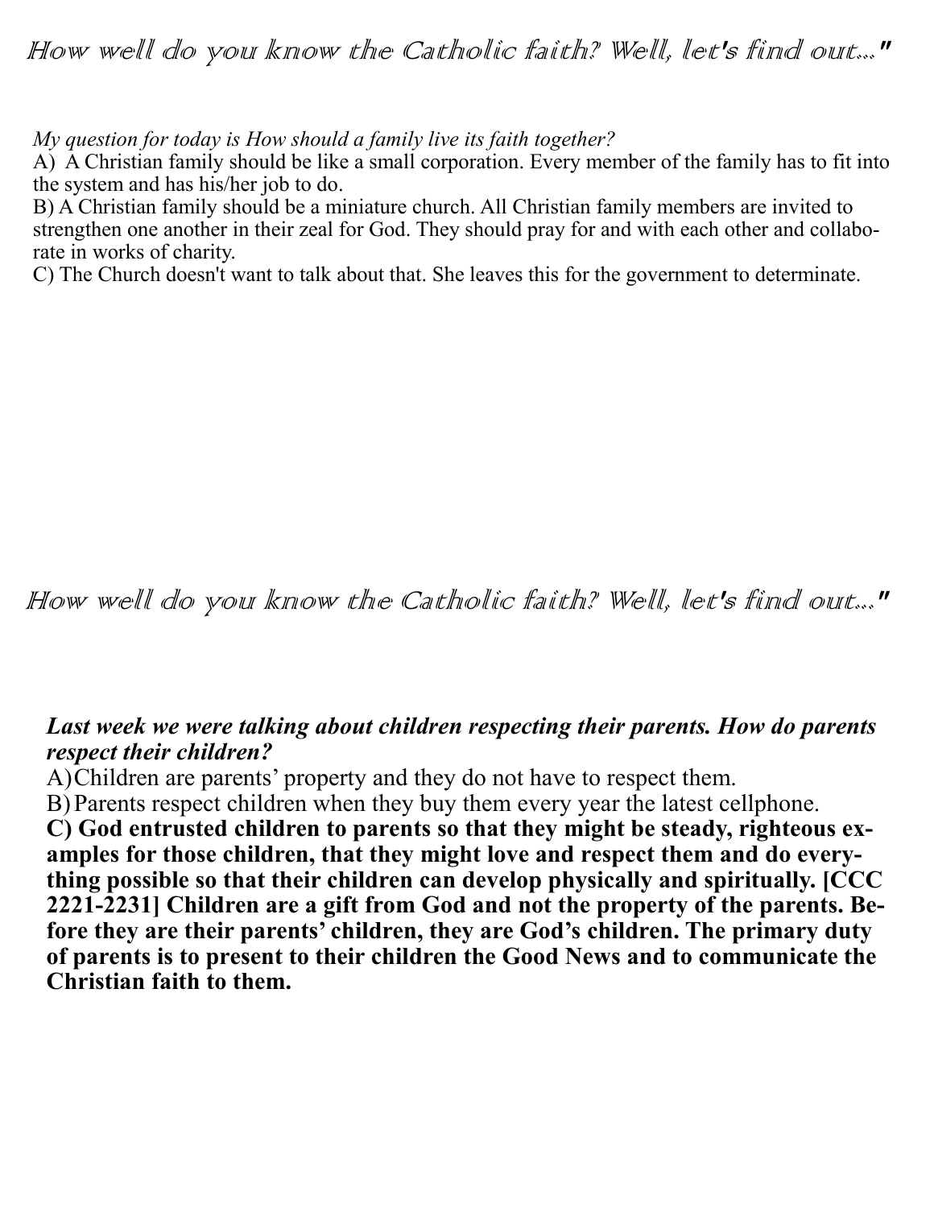How well do you know the Catholic faith? Well, let's find out..."

*My question for today is How should a family live its faith together?*

A) A Christian family should be like a small corporation. Every member of the family has to fit into the system and has his/her job to do.

B) A Christian family should be a miniature church. All Christian family members are invited to strengthen one another in their zeal for God. They should pray for and with each other and collaborate in works of charity.

C) The Church doesn't want to talk about that. She leaves this for the government to determinate.

How well do you know the Catholic faith? Well, let's find out..."

***Last week we were talking about children respecting their parents. How do parents respect their children?***

A) Children are parents' property and they do not have to respect them.

B) Parents respect children when they buy them every year the latest cellphone.

**C) God entrusted children to parents so that they might be steady, righteous examples for those children, that they might love and respect them and do everything possible so that their children can develop physically and spiritually. [CCC 2221-2231] Children are a gift from God and not the property of the parents. Before they are their parents' children, they are God's children. The primary duty of parents is to present to their children the Good News and to communicate the Christian faith to them.**